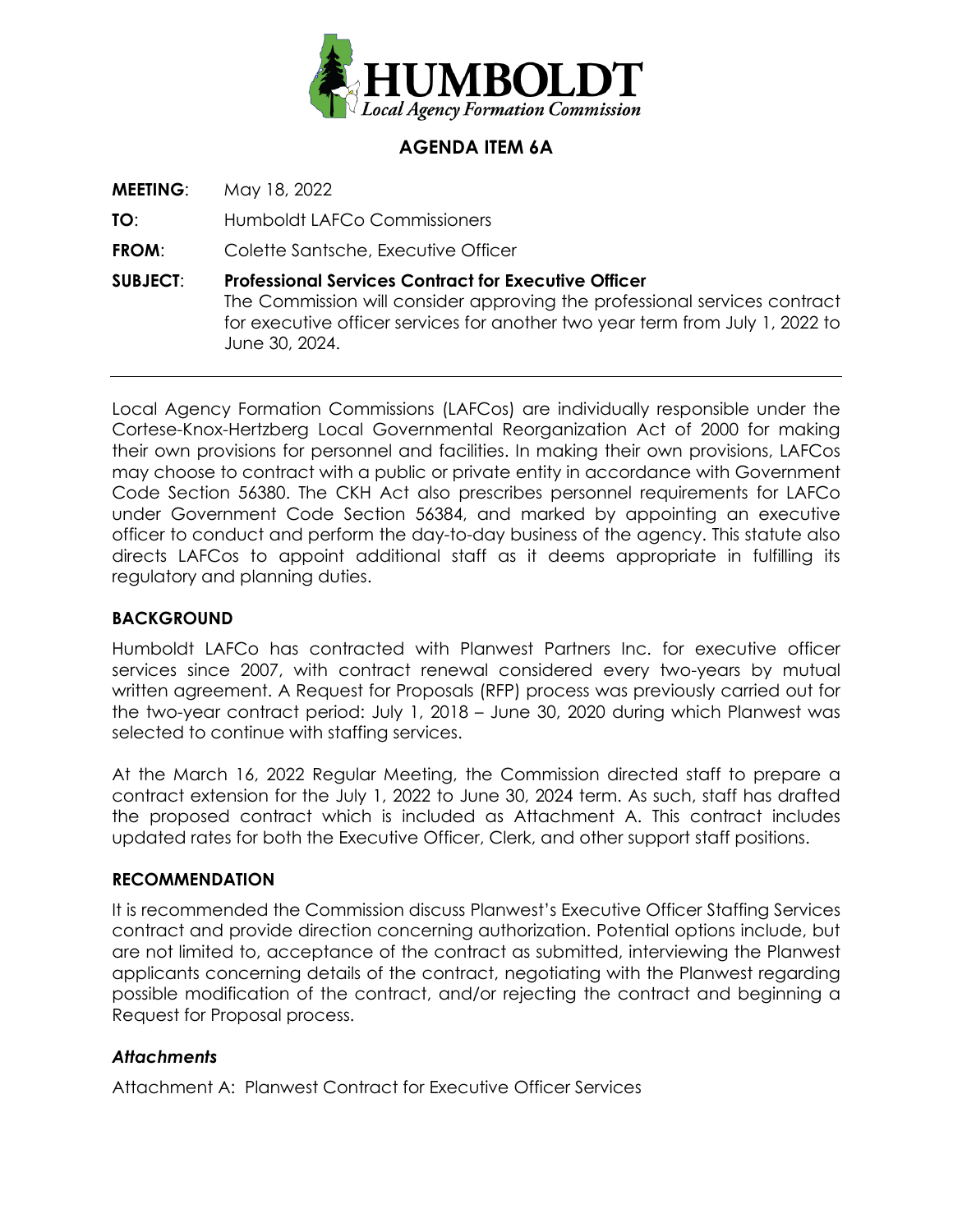HUMBOLDT
*Local Agency Formation Commission*

# AGENDA ITEM 6A

**MEETING**: May 18, 2022

**TO**: Humboldt LAFCo Commissioners

**FROM**: Colette Santsche, Executive Officer

**SUBJECT**: **Professional Services Contract for Executive Officer**
The Commission will consider approving the professional services contract for executive officer services for another two year term from July 1, 2022 to June 30, 2024.

---

Local Agency Formation Commissions (LAFCos) are individually responsible under the Cortese-Knox-Hertzberg Local Governmental Reorganization Act of 2000 for making their own provisions for personnel and facilities. In making their own provisions, LAFCos may choose to contract with a public or private entity in accordance with Government Code Section 56380. The CKH Act also prescribes personnel requirements for LAFCo under Government Code Section 56384, and marked by appointing an executive officer to conduct and perform the day-to-day business of the agency. This statute also directs LAFCos to appoint additional staff as it deems appropriate in fulfilling its regulatory and planning duties.

## BACKGROUND

Humboldt LAFCo has contracted with Planwest Partners Inc. for executive officer services since 2007, with contract renewal considered every two-years by mutual written agreement. A Request for Proposals (RFP) process was previously carried out for the two-year contract period: July 1, 2018 – June 30, 2020 during which Planwest was selected to continue with staffing services.

At the March 16, 2022 Regular Meeting, the Commission directed staff to prepare a contract extension for the July 1, 2022 to June 30, 2024 term. As such, staff has drafted the proposed contract which is included as Attachment A. This contract includes updated rates for both the Executive Officer, Clerk, and other support staff positions.

## RECOMMENDATION

It is recommended the Commission discuss Planwest's Executive Officer Staffing Services contract and provide direction concerning authorization. Potential options include, but are not limited to, acceptance of the contract as submitted, interviewing the Planwest applicants concerning details of the contract, negotiating with the Planwest regarding possible modification of the contract, and/or rejecting the contract and beginning a Request for Proposal process.

### *Attachments*

Attachment A: Planwest Contract for Executive Officer Services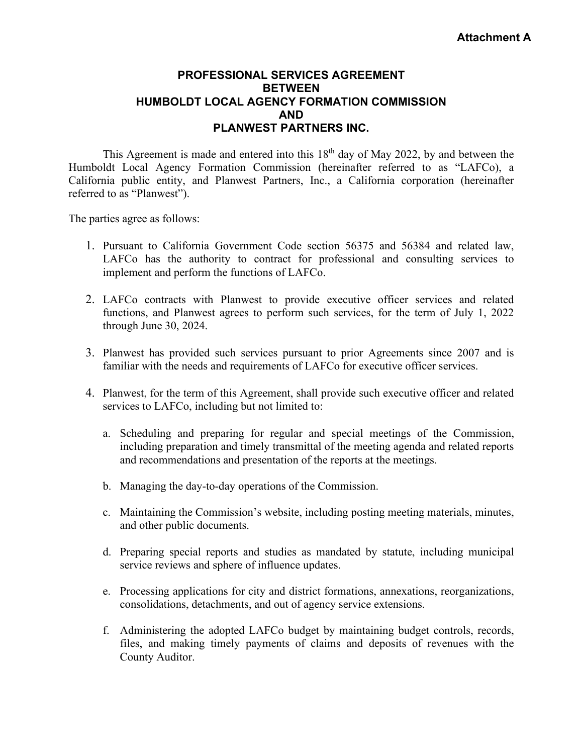**Attachment A**

# PROFESSIONAL SERVICES AGREEMENT BETWEEN HUMBOLDT LOCAL AGENCY FORMATION COMMISSION AND PLANWEST PARTNERS INC.

This Agreement is made and entered into this 18th day of May 2022, by and between the Humboldt Local Agency Formation Commission (hereinafter referred to as "LAFCo), a California public entity, and Planwest Partners, Inc., a California corporation (hereinafter referred to as "Planwest").

The parties agree as follows:

1. Pursuant to California Government Code section 56375 and 56384 and related law, LAFCo has the authority to contract for professional and consulting services to implement and perform the functions of LAFCo.

2. LAFCo contracts with Planwest to provide executive officer services and related functions, and Planwest agrees to perform such services, for the term of July 1, 2022 through June 30, 2024.

3. Planwest has provided such services pursuant to prior Agreements since 2007 and is familiar with the needs and requirements of LAFCo for executive officer services.

4. Planwest, for the term of this Agreement, shall provide such executive officer and related services to LAFCo, including but not limited to:

   a. Scheduling and preparing for regular and special meetings of the Commission, including preparation and timely transmittal of the meeting agenda and related reports and recommendations and presentation of the reports at the meetings.

   b. Managing the day-to-day operations of the Commission.

   c. Maintaining the Commission's website, including posting meeting materials, minutes, and other public documents.

   d. Preparing special reports and studies as mandated by statute, including municipal service reviews and sphere of influence updates.

   e. Processing applications for city and district formations, annexations, reorganizations, consolidations, detachments, and out of agency service extensions.

   f. Administering the adopted LAFCo budget by maintaining budget controls, records, files, and making timely payments of claims and deposits of revenues with the County Auditor.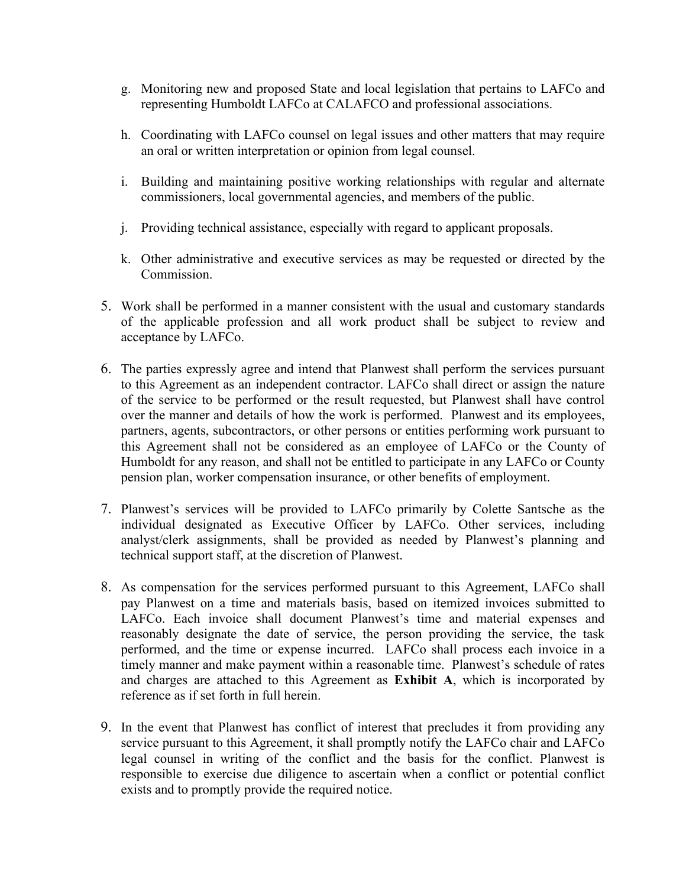g. Monitoring new and proposed State and local legislation that pertains to LAFCo and representing Humboldt LAFCo at CALAFCO and professional associations.

h. Coordinating with LAFCo counsel on legal issues and other matters that may require an oral or written interpretation or opinion from legal counsel.

i. Building and maintaining positive working relationships with regular and alternate commissioners, local governmental agencies, and members of the public.

j. Providing technical assistance, especially with regard to applicant proposals.

k. Other administrative and executive services as may be requested or directed by the Commission.

5. Work shall be performed in a manner consistent with the usual and customary standards of the applicable profession and all work product shall be subject to review and acceptance by LAFCo.

6. The parties expressly agree and intend that Planwest shall perform the services pursuant to this Agreement as an independent contractor. LAFCo shall direct or assign the nature of the service to be performed or the result requested, but Planwest shall have control over the manner and details of how the work is performed. Planwest and its employees, partners, agents, subcontractors, or other persons or entities performing work pursuant to this Agreement shall not be considered as an employee of LAFCo or the County of Humboldt for any reason, and shall not be entitled to participate in any LAFCo or County pension plan, worker compensation insurance, or other benefits of employment.

7. Planwest's services will be provided to LAFCo primarily by Colette Santsche as the individual designated as Executive Officer by LAFCo. Other services, including analyst/clerk assignments, shall be provided as needed by Planwest's planning and technical support staff, at the discretion of Planwest.

8. As compensation for the services performed pursuant to this Agreement, LAFCo shall pay Planwest on a time and materials basis, based on itemized invoices submitted to LAFCo. Each invoice shall document Planwest's time and material expenses and reasonably designate the date of service, the person providing the service, the task performed, and the time or expense incurred. LAFCo shall process each invoice in a timely manner and make payment within a reasonable time. Planwest's schedule of rates and charges are attached to this Agreement as **Exhibit A**, which is incorporated by reference as if set forth in full herein.

9. In the event that Planwest has conflict of interest that precludes it from providing any service pursuant to this Agreement, it shall promptly notify the LAFCo chair and LAFCo legal counsel in writing of the conflict and the basis for the conflict. Planwest is responsible to exercise due diligence to ascertain when a conflict or potential conflict exists and to promptly provide the required notice.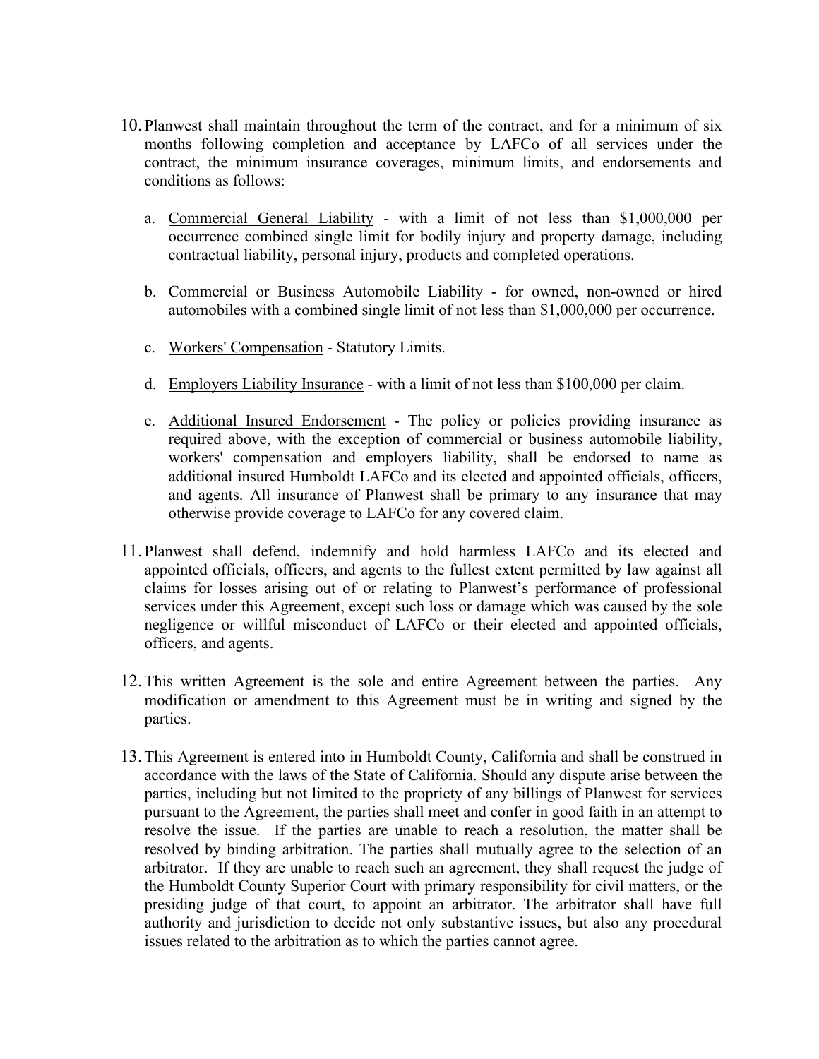10. Planwest shall maintain throughout the term of the contract, and for a minimum of six months following completion and acceptance by LAFCo of all services under the contract, the minimum insurance coverages, minimum limits, and endorsements and conditions as follows:

    a. Commercial General Liability - with a limit of not less than $1,000,000 per occurrence combined single limit for bodily injury and property damage, including contractual liability, personal injury, products and completed operations.

    b. Commercial or Business Automobile Liability - for owned, non-owned or hired automobiles with a combined single limit of not less than $1,000,000 per occurrence.

    c. Workers' Compensation - Statutory Limits.

    d. Employers Liability Insurance - with a limit of not less than $100,000 per claim.

    e. Additional Insured Endorsement - The policy or policies providing insurance as required above, with the exception of commercial or business automobile liability, workers' compensation and employers liability, shall be endorsed to name as additional insured Humboldt LAFCo and its elected and appointed officials, officers, and agents. All insurance of Planwest shall be primary to any insurance that may otherwise provide coverage to LAFCo for any covered claim.

11. Planwest shall defend, indemnify and hold harmless LAFCo and its elected and appointed officials, officers, and agents to the fullest extent permitted by law against all claims for losses arising out of or relating to Planwest's performance of professional services under this Agreement, except such loss or damage which was caused by the sole negligence or willful misconduct of LAFCo or their elected and appointed officials, officers, and agents.

12. This written Agreement is the sole and entire Agreement between the parties. Any modification or amendment to this Agreement must be in writing and signed by the parties.

13. This Agreement is entered into in Humboldt County, California and shall be construed in accordance with the laws of the State of California. Should any dispute arise between the parties, including but not limited to the propriety of any billings of Planwest for services pursuant to the Agreement, the parties shall meet and confer in good faith in an attempt to resolve the issue. If the parties are unable to reach a resolution, the matter shall be resolved by binding arbitration. The parties shall mutually agree to the selection of an arbitrator. If they are unable to reach such an agreement, they shall request the judge of the Humboldt County Superior Court with primary responsibility for civil matters, or the presiding judge of that court, to appoint an arbitrator. The arbitrator shall have full authority and jurisdiction to decide not only substantive issues, but also any procedural issues related to the arbitration as to which the parties cannot agree.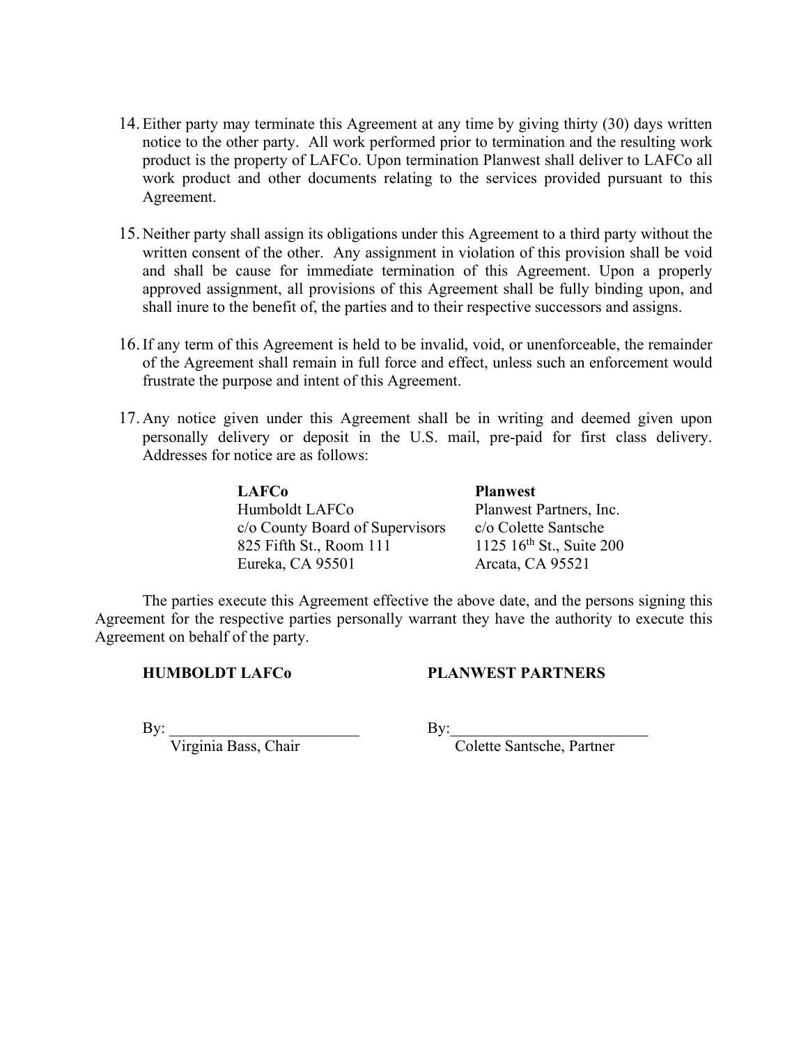14. Either party may terminate this Agreement at any time by giving thirty (30) days written notice to the other party. All work performed prior to termination and the resulting work product is the property of LAFCo. Upon termination Planwest shall deliver to LAFCo all work product and other documents relating to the services provided pursuant to this Agreement.

15. Neither party shall assign its obligations under this Agreement to a third party without the written consent of the other. Any assignment in violation of this provision shall be void and shall be cause for immediate termination of this Agreement. Upon a properly approved assignment, all provisions of this Agreement shall be fully binding upon, and shall inure to the benefit of, the parties and to their respective successors and assigns.

16. If any term of this Agreement is held to be invalid, void, or unenforceable, the remainder of the Agreement shall remain in full force and effect, unless such an enforcement would frustrate the purpose and intent of this Agreement.

17. Any notice given under this Agreement shall be in writing and deemed given upon personally delivery or deposit in the U.S. mail, pre-paid for first class delivery. Addresses for notice are as follows:

| **LAFCo** | **Planwest** |
|---|---|
| Humboldt LAFCo | Planwest Partners, Inc. |
| c/o County Board of Supervisors | c/o Colette Santsche |
| 825 Fifth St., Room 111 | 1125 16th St., Suite 200 |
| Eureka, CA 95501 | Arcata, CA 95521 |

The parties execute this Agreement effective the above date, and the persons signing this Agreement for the respective parties personally warrant they have the authority to execute this Agreement on behalf of the party.

**HUMBOLDT LAFCo**

By: ________________________
Virginia Bass, Chair

**PLANWEST PARTNERS**

By: ________________________
Colette Santsche, Partner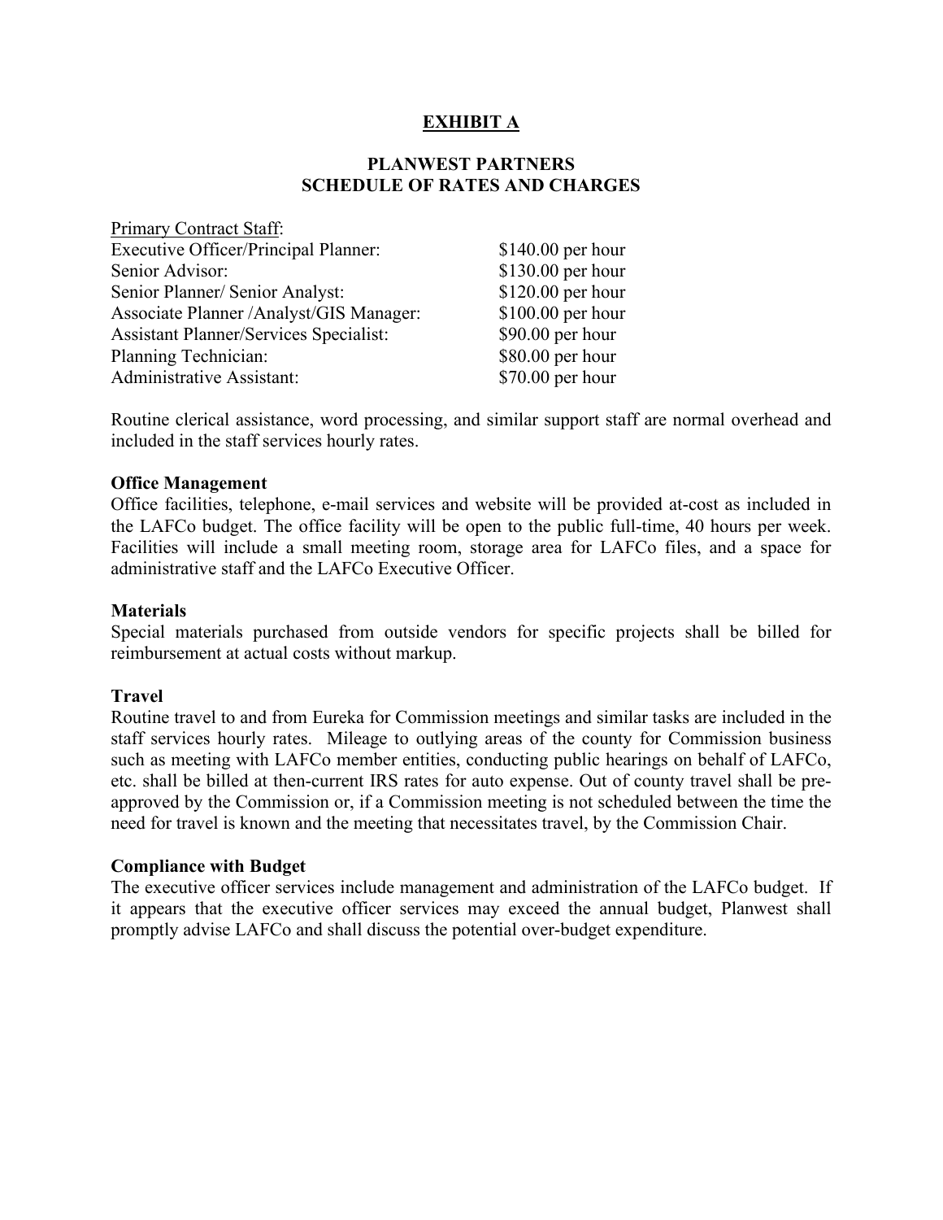# EXHIBIT A

## PLANWEST PARTNERS
## SCHEDULE OF RATES AND CHARGES

Primary Contract Staff:

| | |
|---|---|
| Executive Officer/Principal Planner: | $140.00 per hour |
| Senior Advisor: | $130.00 per hour |
| Senior Planner/ Senior Analyst: | $120.00 per hour |
| Associate Planner /Analyst/GIS Manager: | $100.00 per hour |
| Assistant Planner/Services Specialist: | $90.00 per hour |
| Planning Technician: | $80.00 per hour |
| Administrative Assistant: | $70.00 per hour |

Routine clerical assistance, word processing, and similar support staff are normal overhead and included in the staff services hourly rates.

**Office Management**

Office facilities, telephone, e-mail services and website will be provided at-cost as included in the LAFCo budget. The office facility will be open to the public full-time, 40 hours per week. Facilities will include a small meeting room, storage area for LAFCo files, and a space for administrative staff and the LAFCo Executive Officer.

**Materials**

Special materials purchased from outside vendors for specific projects shall be billed for reimbursement at actual costs without markup.

**Travel**

Routine travel to and from Eureka for Commission meetings and similar tasks are included in the staff services hourly rates. Mileage to outlying areas of the county for Commission business such as meeting with LAFCo member entities, conducting public hearings on behalf of LAFCo, etc. shall be billed at then-current IRS rates for auto expense. Out of county travel shall be pre-approved by the Commission or, if a Commission meeting is not scheduled between the time the need for travel is known and the meeting that necessitates travel, by the Commission Chair.

**Compliance with Budget**

The executive officer services include management and administration of the LAFCo budget. If it appears that the executive officer services may exceed the annual budget, Planwest shall promptly advise LAFCo and shall discuss the potential over-budget expenditure.